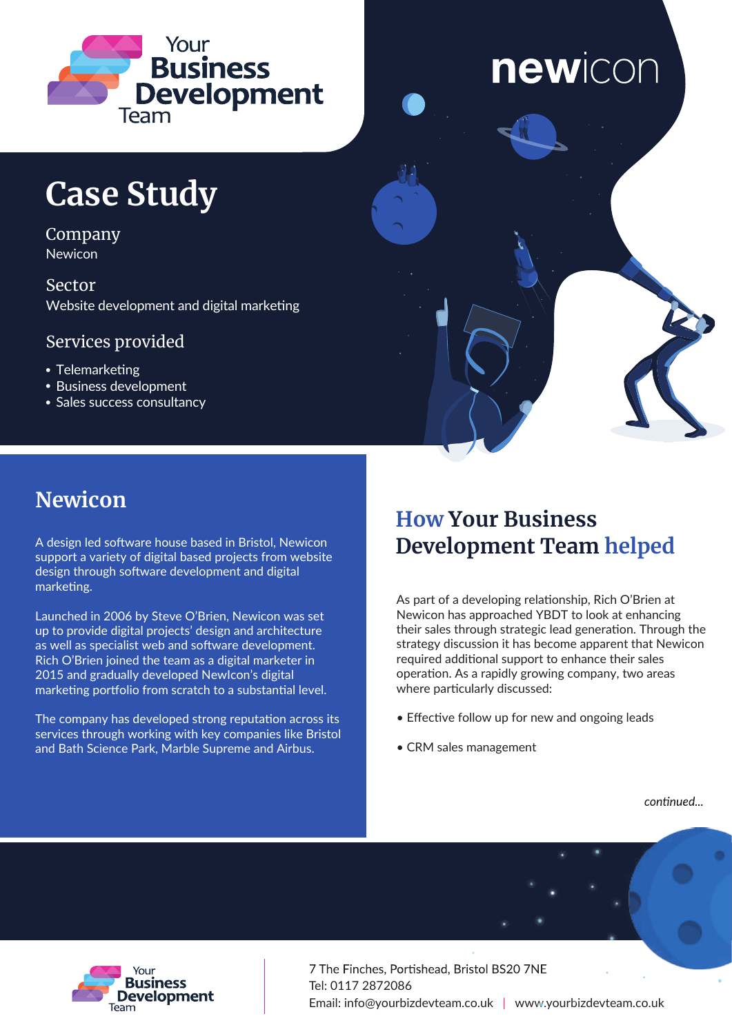# Case Study

## Company
Newicon

## Sector
Website development and digital marketing

## Services provided

- Telemarketing
- Business development
- Sales success consultancy

## Newicon

A design led software house based in Bristol, Newicon support a variety of digital based projects from website design through software development and digital marketing.

Launched in 2006 by Steve O'Brien, Newicon was set up to provide digital projects' design and architecture as well as specialist web and software development. Rich O'Brien joined the team as a digital marketer in 2015 and gradually developed NewIcon's digital marketing portfolio from scratch to a substantial level.

The company has developed strong reputation across its services through working with key companies like Bristol and Bath Science Park, Marble Supreme and Airbus.

## How Your Business Development Team helped

As part of a developing relationship, Rich O'Brien at Newicon has approached YBDT to look at enhancing their sales through strategic lead generation. Through the strategy discussion it has become apparent that Newicon required additional support to enhance their sales operation. As a rapidly growing company, two areas where particularly discussed:

- Effective follow up for new and ongoing leads
- CRM sales management

*continued...*

7 The Finches, Portishead, Bristol BS20 7NE
Tel: 0117 2872086
Email: info@yourbizdevteam.co.uk | www.yourbizdevteam.co.uk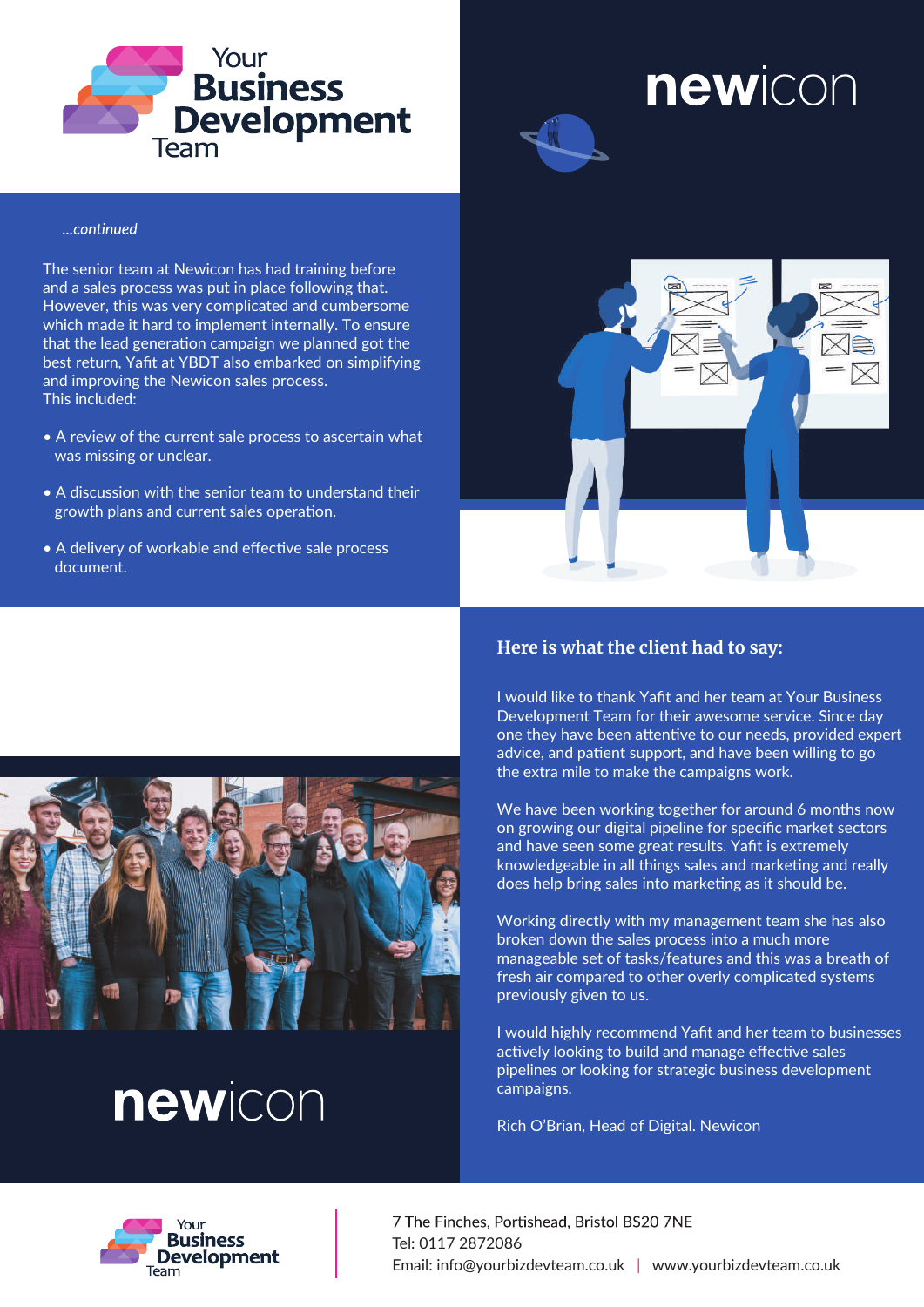# Your Business Development Team

# newicon

*...continued*

The senior team at Newicon has had training before and a sales process was put in place following that. However, this was very complicated and cumbersome which made it hard to implement internally. To ensure that the lead generation campaign we planned got the best return, Yafit at YBDT also embarked on simplifying and improving the Newicon sales process.
This included:

- A review of the current sale process to ascertain what was missing or unclear.
- A discussion with the senior team to understand their growth plans and current sales operation.
- A delivery of workable and effective sale process document.

## Here is what the client had to say:

I would like to thank Yafit and her team at Your Business Development Team for their awesome service. Since day one they have been attentive to our needs, provided expert advice, and patient support, and have been willing to go the extra mile to make the campaigns work.

We have been working together for around 6 months now on growing our digital pipeline for specific market sectors and have seen some great results. Yafit is extremely knowledgeable in all things sales and marketing and really does help bring sales into marketing as it should be.

Working directly with my management team she has also broken down the sales process into a much more manageable set of tasks/features and this was a breath of fresh air compared to other overly complicated systems previously given to us.

I would highly recommend Yafit and her team to businesses actively looking to build and manage effective sales pipelines or looking for strategic business development campaigns.

Rich O'Brian, Head of Digital. Newicon

newicon

Your Business Development Team

7 The Finches, Portishead, Bristol BS20 7NE
Tel: 0117 2872086
Email: info@yourbizdevteam.co.uk | www.yourbizdevteam.co.uk